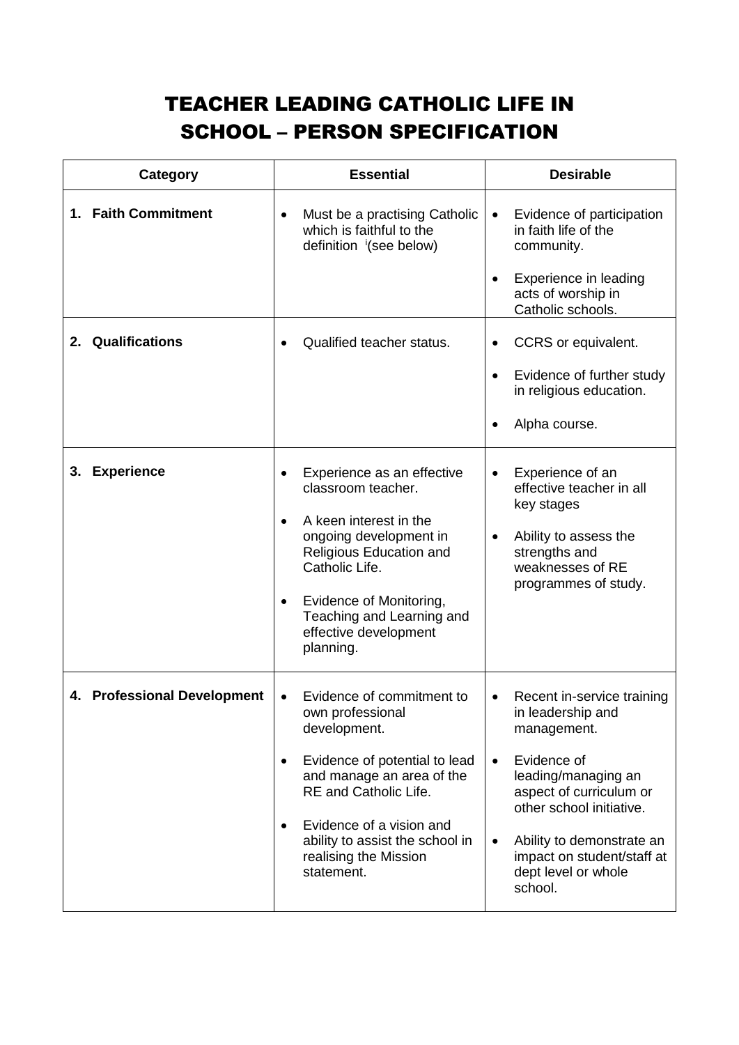# TEACHER LEADING CATHOLIC LIFE IN SCHOOL – PERSON SPECIFICATION

| Category | Essential | Desirable |
|---|---|---|
| **1. Faith Commitment** | • Must be a practising Catholic which is faithful to the definition [i](see below) | • Evidence of participation in faith life of the community.<br>• Experience in leading acts of worship in Catholic schools. |
| **2. Qualifications** | • Qualified teacher status. | • CCRS or equivalent.<br>• Evidence of further study in religious education.<br>• Alpha course. |
| **3. Experience** | • Experience as an effective classroom teacher.<br>• A keen interest in the ongoing development in Religious Education and Catholic Life.<br>• Evidence of Monitoring, Teaching and Learning and effective development planning. | • Experience of an effective teacher in all key stages<br>• Ability to assess the strengths and weaknesses of RE programmes of study. |
| **4. Professional Development** | • Evidence of commitment to own professional development.<br>• Evidence of potential to lead and manage an area of the RE and Catholic Life.<br>• Evidence of a vision and ability to assist the school in realising the Mission statement. | • Recent in-service training in leadership and management.<br>• Evidence of leading/managing an aspect of curriculum or other school initiative.<br>• Ability to demonstrate an impact on student/staff at dept level or whole school. |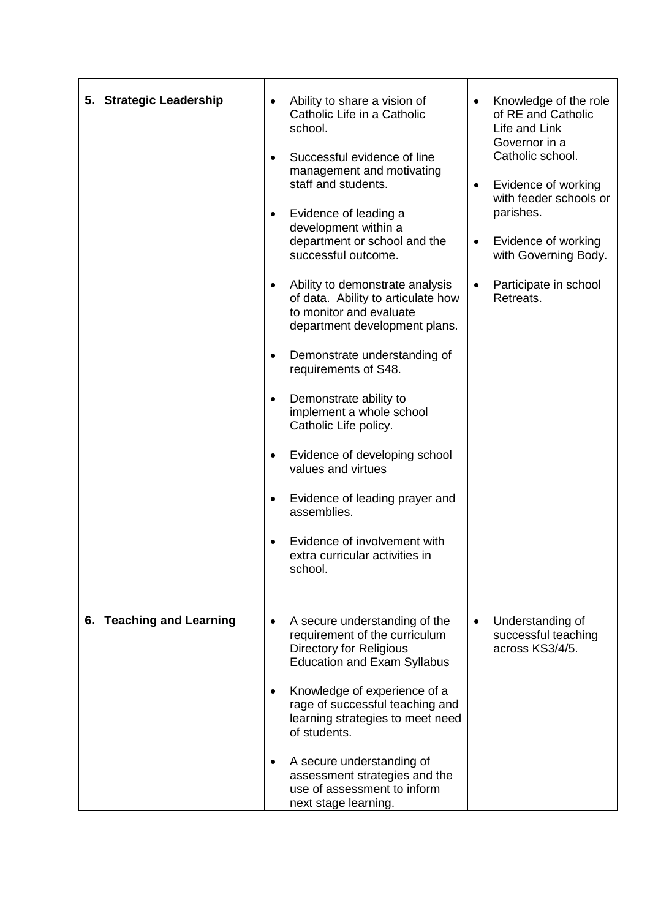| | | |
|---|---|---|
| **5. Strategic Leadership** | • Ability to share a vision of Catholic Life in a Catholic school.<br><br>• Successful evidence of line management and motivating staff and students.<br><br>• Evidence of leading a development within a department or school and the successful outcome.<br><br>• Ability to demonstrate analysis of data. Ability to articulate how to monitor and evaluate department development plans.<br><br>• Demonstrate understanding of requirements of S48.<br><br>• Demonstrate ability to implement a whole school Catholic Life policy.<br><br>• Evidence of developing school values and virtues<br><br>• Evidence of leading prayer and assemblies.<br><br>• Evidence of involvement with extra curricular activities in school. | • Knowledge of the role of RE and Catholic Life and Link Governor in a Catholic school.<br><br>• Evidence of working with feeder schools or parishes.<br><br>• Evidence of working with Governing Body.<br><br>• Participate in school Retreats. |
| **6. Teaching and Learning** | • A secure understanding of the requirement of the curriculum Directory for Religious Education and Exam Syllabus<br><br>• Knowledge of experience of a rage of successful teaching and learning strategies to meet need of students.<br><br>• A secure understanding of assessment strategies and the use of assessment to inform next stage learning. | • Understanding of successful teaching across KS3/4/5. |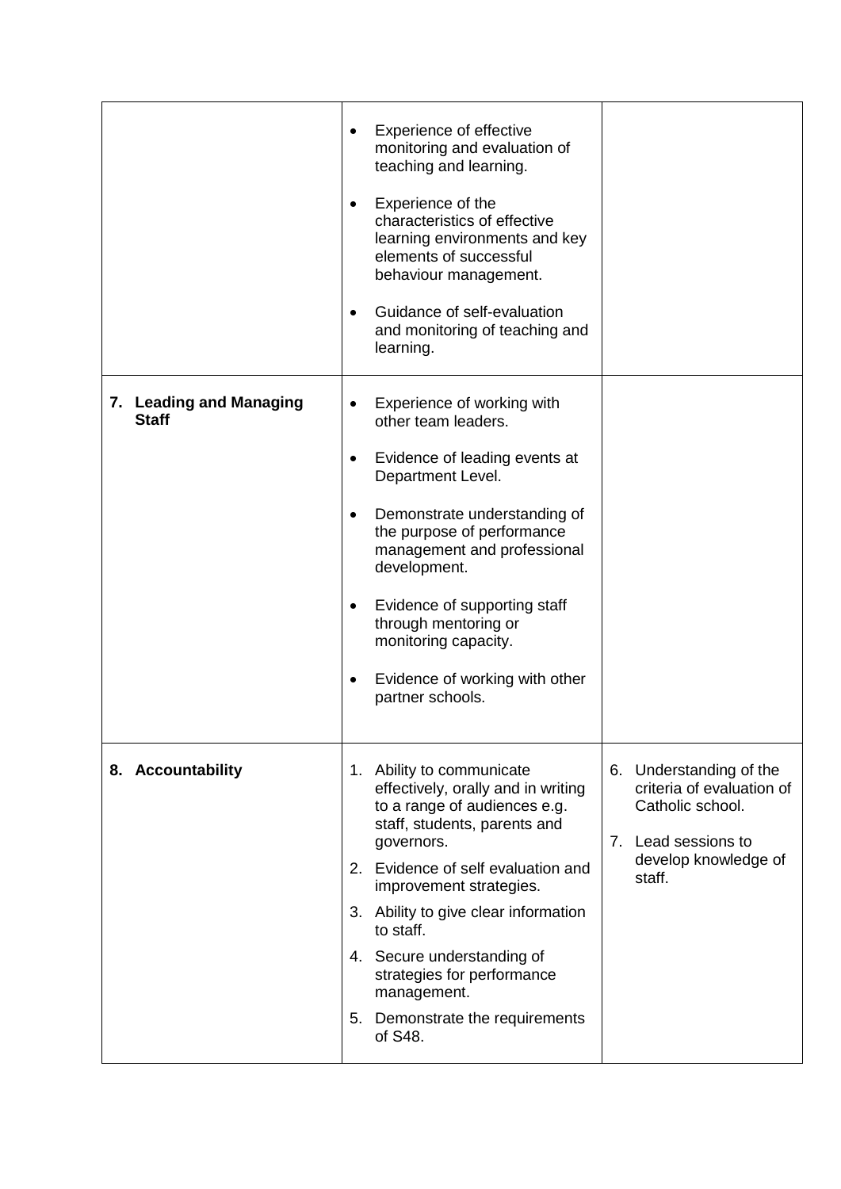| | | |
|---|---|---|
| | • Experience of effective monitoring and evaluation of teaching and learning.<br><br>• Experience of the characteristics of effective learning environments and key elements of successful behaviour management.<br><br>• Guidance of self-evaluation and monitoring of teaching and learning. | |
| **7. Leading and Managing Staff** | • Experience of working with other team leaders.<br><br>• Evidence of leading events at Department Level.<br><br>• Demonstrate understanding of the purpose of performance management and professional development.<br><br>• Evidence of supporting staff through mentoring or monitoring capacity.<br><br>• Evidence of working with other partner schools. | |
| **8. Accountability** | 1. Ability to communicate effectively, orally and in writing to a range of audiences e.g. staff, students, parents and governors.<br>2. Evidence of self evaluation and improvement strategies.<br>3. Ability to give clear information to staff.<br>4. Secure understanding of strategies for performance management.<br>5. Demonstrate the requirements of S48. | 6. Understanding of the criteria of evaluation of Catholic school.<br>7. Lead sessions to develop knowledge of staff. |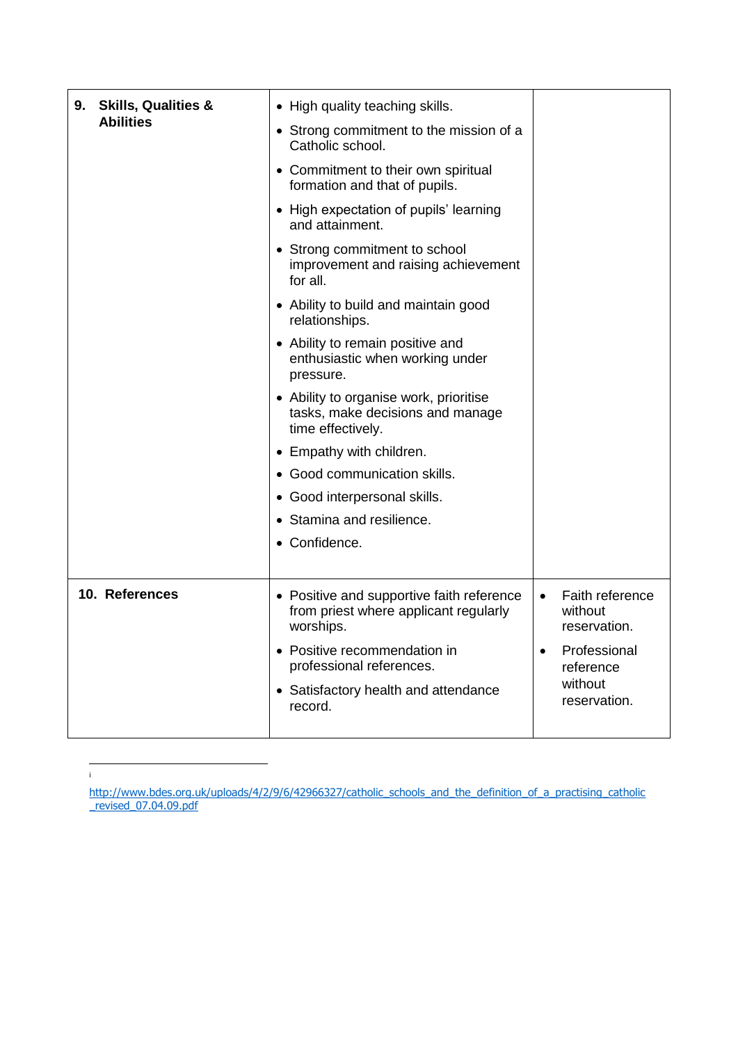| | | |
|---|---|---|
| **9. Skills, Qualities & Abilities** | • High quality teaching skills.<br>• Strong commitment to the mission of a Catholic school.<br>• Commitment to their own spiritual formation and that of pupils.<br>• High expectation of pupils' learning and attainment.<br>• Strong commitment to school improvement and raising achievement for all.<br>• Ability to build and maintain good relationships.<br>• Ability to remain positive and enthusiastic when working under pressure.<br>• Ability to organise work, prioritise tasks, make decisions and manage time effectively.<br>• Empathy with children.<br>• Good communication skills.<br>• Good interpersonal skills.<br>• Stamina and resilience.<br>• Confidence. | |
| **10. References** | • Positive and supportive faith reference from priest where applicant regularly worships.<br>• Positive recommendation in professional references.<br>• Satisfactory health and attendance record. | • Faith reference without reservation.<br>• Professional reference without reservation. |

[i] http://www.bdes.org.uk/uploads/4/2/9/6/42966327/catholic_schools_and_the_definition_of_a_practising_catholic_revised_07.04.09.pdf